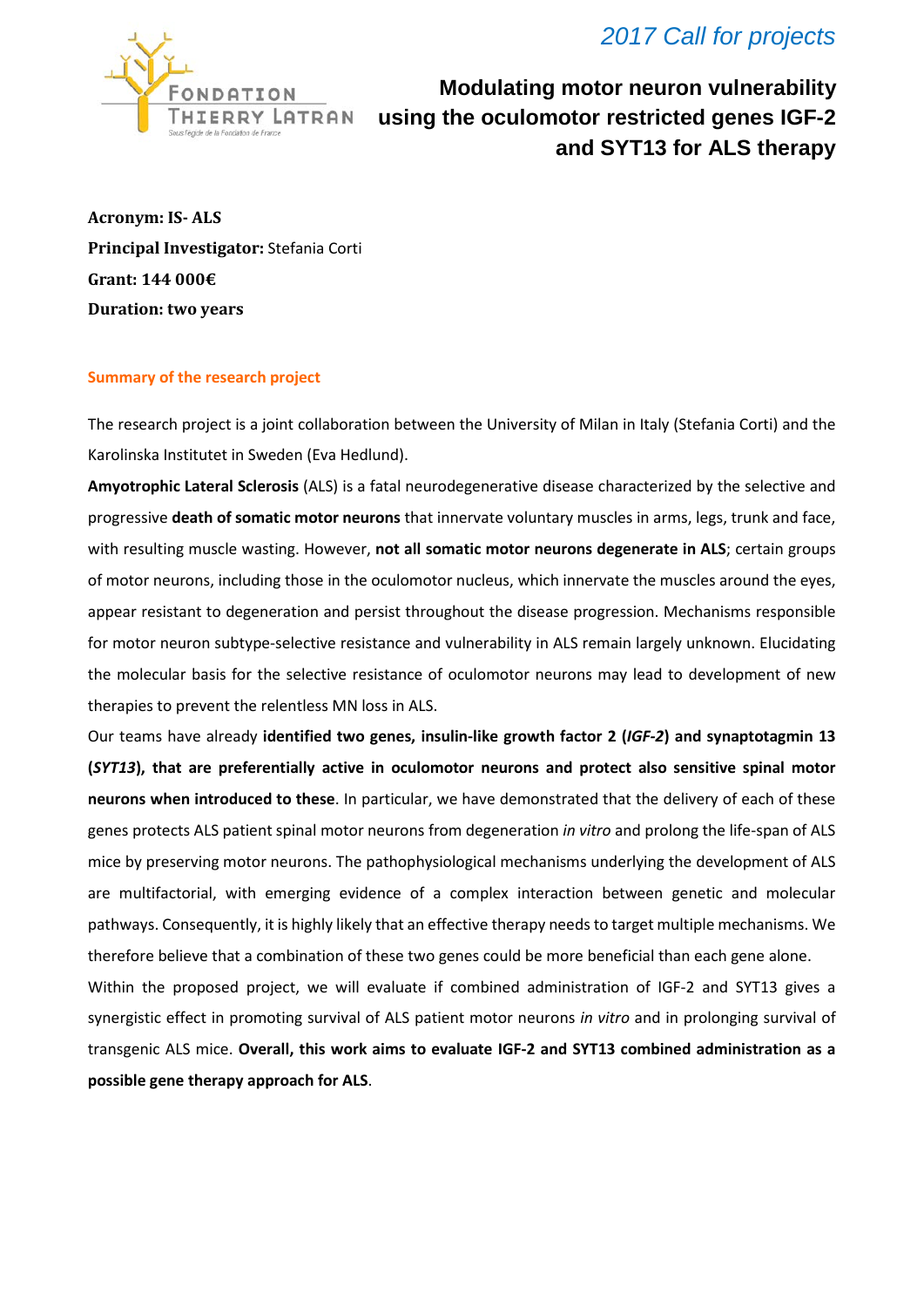*2017 Call for projects*

# Modulating motor neuron vulnerability using the oculomotor restricted genes IGF-2 and SYT13 for ALS therapy

**Acronym: IS- ALS**

**Principal Investigator:** Stefania Corti

**Grant: 144 000€**

**Duration: two years**

## Summary of the research project

The research project is a joint collaboration between the University of Milan in Italy (Stefania Corti) and the Karolinska Institutet in Sweden (Eva Hedlund).

**Amyotrophic Lateral Sclerosis** (ALS) is a fatal neurodegenerative disease characterized by the selective and progressive **death of somatic motor neurons** that innervate voluntary muscles in arms, legs, trunk and face, with resulting muscle wasting. However, **not all somatic motor neurons degenerate in ALS**; certain groups of motor neurons, including those in the oculomotor nucleus, which innervate the muscles around the eyes, appear resistant to degeneration and persist throughout the disease progression. Mechanisms responsible for motor neuron subtype-selective resistance and vulnerability in ALS remain largely unknown. Elucidating the molecular basis for the selective resistance of oculomotor neurons may lead to development of new therapies to prevent the relentless MN loss in ALS.

Our teams have already **identified two genes, insulin-like growth factor 2 (*IGF-2*) and synaptotagmin 13 (*SYT13*), that are preferentially active in oculomotor neurons and protect also sensitive spinal motor neurons when introduced to these**. In particular, we have demonstrated that the delivery of each of these genes protects ALS patient spinal motor neurons from degeneration *in vitro* and prolong the life-span of ALS mice by preserving motor neurons. The pathophysiological mechanisms underlying the development of ALS are multifactorial, with emerging evidence of a complex interaction between genetic and molecular pathways. Consequently, it is highly likely that an effective therapy needs to target multiple mechanisms. We therefore believe that a combination of these two genes could be more beneficial than each gene alone.

Within the proposed project, we will evaluate if combined administration of IGF-2 and SYT13 gives a synergistic effect in promoting survival of ALS patient motor neurons *in vitro* and in prolonging survival of transgenic ALS mice. **Overall, this work aims to evaluate IGF-2 and SYT13 combined administration as a possible gene therapy approach for ALS**.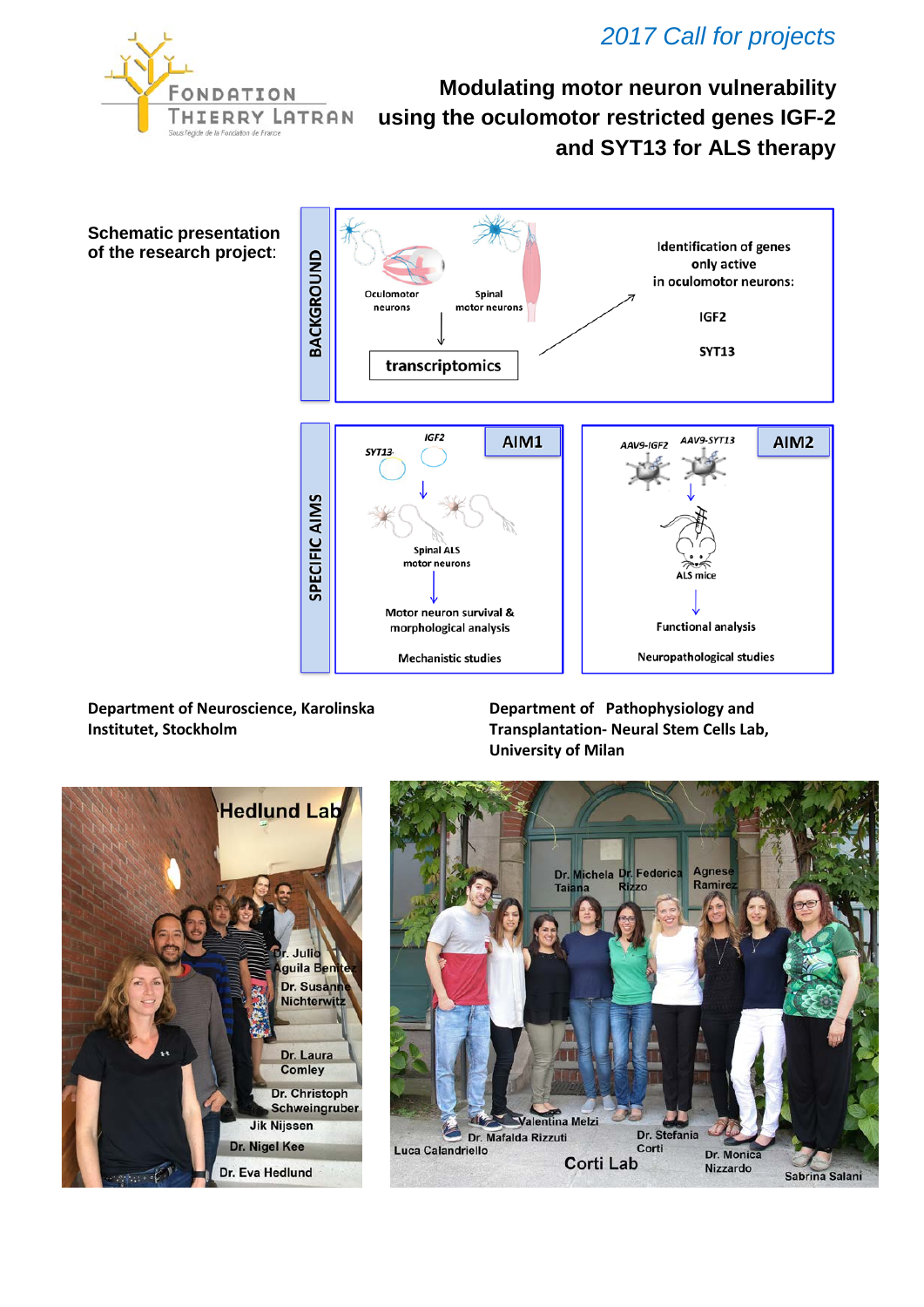*2017 Call for projects*

FONDATION THIERRY LATRAN
Sous l'égide de la Fondation de France

# Modulating motor neuron vulnerability using the oculomotor restricted genes IGF-2 and SYT13 for ALS therapy

**Schematic presentation of the research project**:

BACKGROUND

Oculomotor neurons

Spinal motor neurons

transcriptomics

Identification of genes only active in oculomotor neurons:

IGF2

SYT13

SPECIFIC AIMS

AIM1

SYT13

IGF2

Spinal ALS motor neurons

Motor neuron survival & morphological analysis

Mechanistic studies

AIM2

AAV9-IGF2

AAV9-SYT13

ALS mice

Functional analysis

Neuropathological studies

**Department of Neuroscience, Karolinska Institutet, Stockholm**

**Department of Pathophysiology and Transplantation- Neural Stem Cells Lab, University of Milan**

Hedlund Lab

Dr. Julio Aguila Benitez

Dr. Susanne Nichterwitz

Dr. Laura Comley

Dr. Christoph Schweingruber

Jik Nijssen

Dr. Nigel Kee

Dr. Eva Hedlund

Dr. Michela Taiana

Dr. Federica Rizzo

Agnese Ramirez

Valentina Melzi

Dr. Mafalda Rizzuti

Luca Calandriello

Dr. Stefania Corti

Dr. Monica Nizzardo

Sabrina Salani

Corti Lab